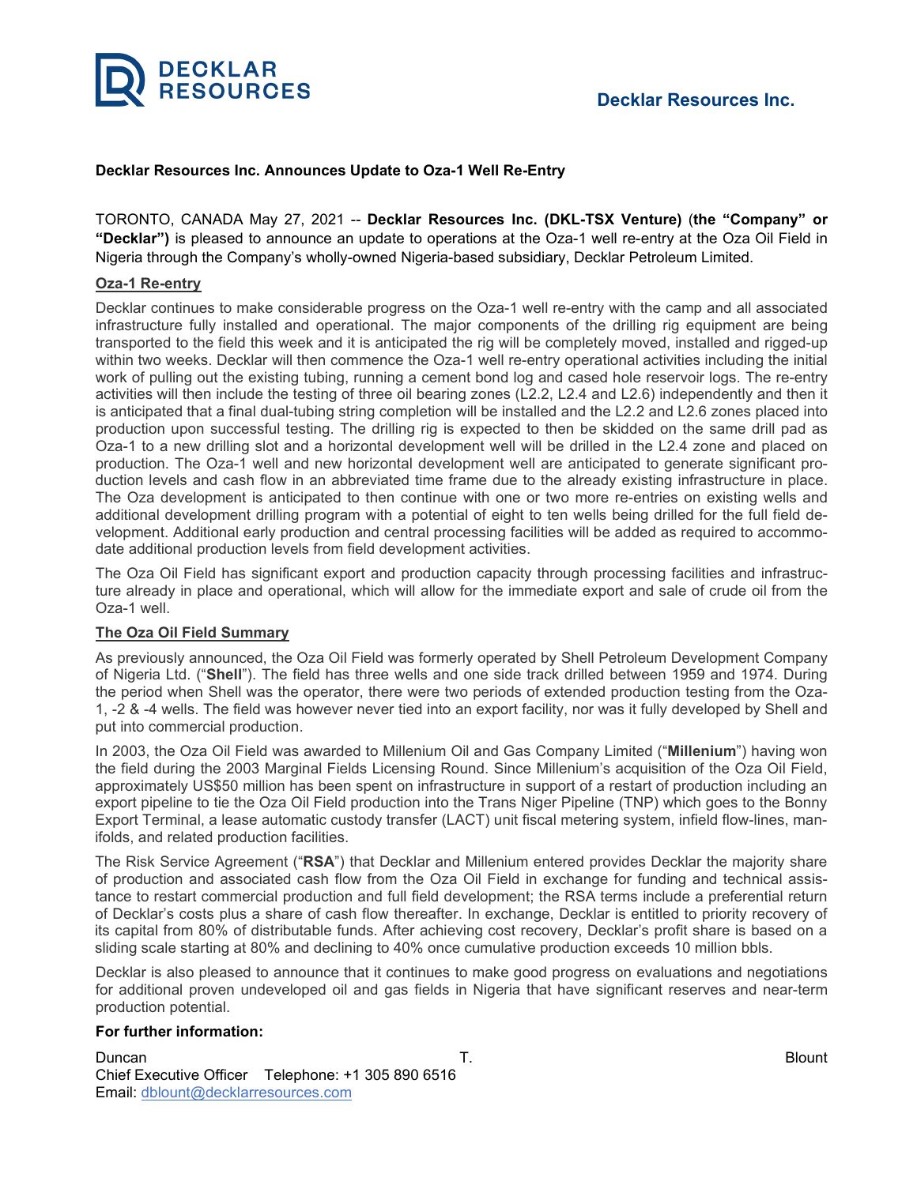**Decklar Resources Inc.**

**Decklar Resources Inc. Announces Update to Oza-1 Well Re-Entry**

TORONTO, CANADA May 27, 2021 -- **Decklar Resources Inc. (DKL-TSX Venture)** (**the "Company" or "Decklar")** is pleased to announce an update to operations at the Oza-1 well re-entry at the Oza Oil Field in Nigeria through the Company's wholly-owned Nigeria-based subsidiary, Decklar Petroleum Limited.

## Oza-1 Re-entry

Decklar continues to make considerable progress on the Oza-1 well re-entry with the camp and all associated infrastructure fully installed and operational. The major components of the drilling rig equipment are being transported to the field this week and it is anticipated the rig will be completely moved, installed and rigged-up within two weeks. Decklar will then commence the Oza-1 well re-entry operational activities including the initial work of pulling out the existing tubing, running a cement bond log and cased hole reservoir logs. The re-entry activities will then include the testing of three oil bearing zones (L2.2, L2.4 and L2.6) independently and then it is anticipated that a final dual-tubing string completion will be installed and the L2.2 and L2.6 zones placed into production upon successful testing. The drilling rig is expected to then be skidded on the same drill pad as Oza-1 to a new drilling slot and a horizontal development well will be drilled in the L2.4 zone and placed on production. The Oza-1 well and new horizontal development well are anticipated to generate significant production levels and cash flow in an abbreviated time frame due to the already existing infrastructure in place. The Oza development is anticipated to then continue with one or two more re-entries on existing wells and additional development drilling program with a potential of eight to ten wells being drilled for the full field development. Additional early production and central processing facilities will be added as required to accommodate additional production levels from field development activities.

The Oza Oil Field has significant export and production capacity through processing facilities and infrastructure already in place and operational, which will allow for the immediate export and sale of crude oil from the Oza-1 well.

## The Oza Oil Field Summary

As previously announced, the Oza Oil Field was formerly operated by Shell Petroleum Development Company of Nigeria Ltd. ("**Shell**"). The field has three wells and one side track drilled between 1959 and 1974. During the period when Shell was the operator, there were two periods of extended production testing from the Oza-1, -2 & -4 wells. The field was however never tied into an export facility, nor was it fully developed by Shell and put into commercial production.

In 2003, the Oza Oil Field was awarded to Millenium Oil and Gas Company Limited ("**Millenium**") having won the field during the 2003 Marginal Fields Licensing Round. Since Millenium's acquisition of the Oza Oil Field, approximately US$50 million has been spent on infrastructure in support of a restart of production including an export pipeline to tie the Oza Oil Field production into the Trans Niger Pipeline (TNP) which goes to the Bonny Export Terminal, a lease automatic custody transfer (LACT) unit fiscal metering system, infield flow-lines, manifolds, and related production facilities.

The Risk Service Agreement ("**RSA**") that Decklar and Millenium entered provides Decklar the majority share of production and associated cash flow from the Oza Oil Field in exchange for funding and technical assistance to restart commercial production and full field development; the RSA terms include a preferential return of Decklar's costs plus a share of cash flow thereafter. In exchange, Decklar is entitled to priority recovery of its capital from 80% of distributable funds. After achieving cost recovery, Decklar's profit share is based on a sliding scale starting at 80% and declining to 40% once cumulative production exceeds 10 million bbls.

Decklar is also pleased to announce that it continues to make good progress on evaluations and negotiations for additional proven undeveloped oil and gas fields in Nigeria that have significant reserves and near-term production potential.

**For further information:**

Duncan T. Blount
Chief Executive Officer Telephone: +1 305 890 6516
Email: dblount@decklarresources.com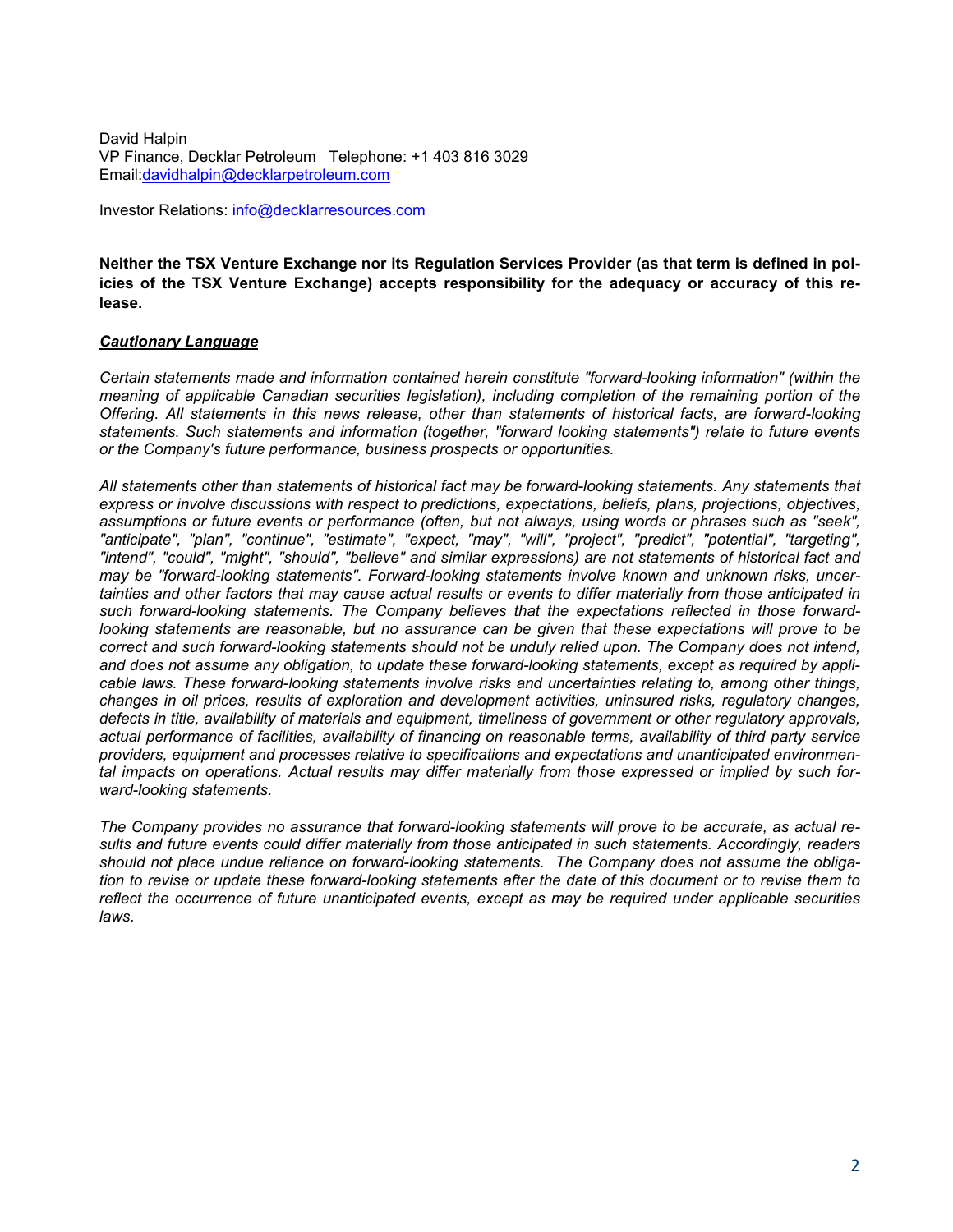David Halpin  
VP Finance, Decklar Petroleum   Telephone: +1 403 816 3029  
Email:[davidhalpin@decklarpetroleum.com](mailto:davidhalpin@decklarpetroleum.com)

Investor Relations: [info@decklarresources.com](mailto:info@decklarresources.com)

**Neither the TSX Venture Exchange nor its Regulation Services Provider (as that term is defined in policies of the TSX Venture Exchange) accepts responsibility for the adequacy or accuracy of this release.**

***Cautionary Language***

*Certain statements made and information contained herein constitute "forward-looking information" (within the meaning of applicable Canadian securities legislation), including completion of the remaining portion of the Offering. All statements in this news release, other than statements of historical facts, are forward-looking statements. Such statements and information (together, "forward looking statements") relate to future events or the Company's future performance, business prospects or opportunities.*

*All statements other than statements of historical fact may be forward-looking statements. Any statements that express or involve discussions with respect to predictions, expectations, beliefs, plans, projections, objectives, assumptions or future events or performance (often, but not always, using words or phrases such as "seek", "anticipate", "plan", "continue", "estimate", "expect, "may", "will", "project", "predict", "potential", "targeting", "intend", "could", "might", "should", "believe" and similar expressions) are not statements of historical fact and may be "forward-looking statements". Forward-looking statements involve known and unknown risks, uncertainties and other factors that may cause actual results or events to differ materially from those anticipated in such forward-looking statements. The Company believes that the expectations reflected in those forward-looking statements are reasonable, but no assurance can be given that these expectations will prove to be correct and such forward-looking statements should not be unduly relied upon. The Company does not intend, and does not assume any obligation, to update these forward-looking statements, except as required by applicable laws. These forward-looking statements involve risks and uncertainties relating to, among other things, changes in oil prices, results of exploration and development activities, uninsured risks, regulatory changes, defects in title, availability of materials and equipment, timeliness of government or other regulatory approvals, actual performance of facilities, availability of financing on reasonable terms, availability of third party service providers, equipment and processes relative to specifications and expectations and unanticipated environmental impacts on operations. Actual results may differ materially from those expressed or implied by such forward-looking statements.*

*The Company provides no assurance that forward-looking statements will prove to be accurate, as actual results and future events could differ materially from those anticipated in such statements. Accordingly, readers should not place undue reliance on forward-looking statements. The Company does not assume the obligation to revise or update these forward-looking statements after the date of this document or to revise them to reflect the occurrence of future unanticipated events, except as may be required under applicable securities laws.*